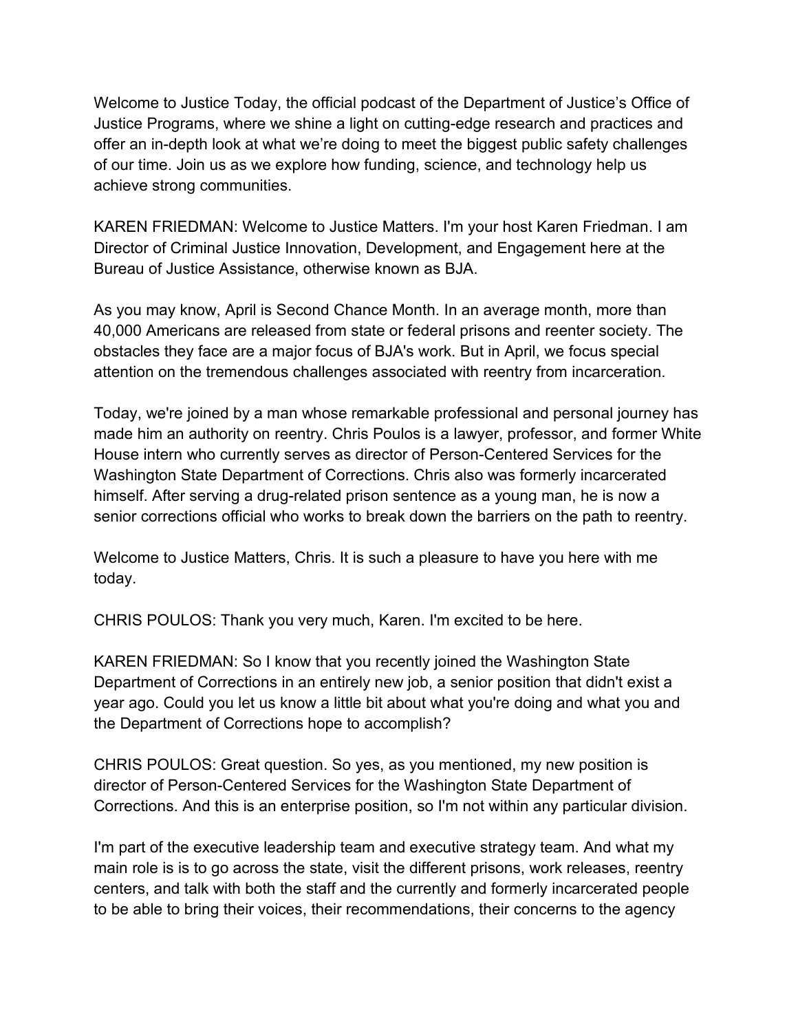Welcome to Justice Today, the official podcast of the Department of Justice's Office of Justice Programs, where we shine a light on cutting-edge research and practices and offer an in-depth look at what we're doing to meet the biggest public safety challenges of our time. Join us as we explore how funding, science, and technology help us achieve strong communities.

KAREN FRIEDMAN: Welcome to Justice Matters. I'm your host Karen Friedman. I am Director of Criminal Justice Innovation, Development, and Engagement here at the Bureau of Justice Assistance, otherwise known as BJA.

As you may know, April is Second Chance Month. In an average month, more than 40,000 Americans are released from state or federal prisons and reenter society. The obstacles they face are a major focus of BJA's work. But in April, we focus special attention on the tremendous challenges associated with reentry from incarceration.

Today, we're joined by a man whose remarkable professional and personal journey has made him an authority on reentry. Chris Poulos is a lawyer, professor, and former White House intern who currently serves as director of Person-Centered Services for the Washington State Department of Corrections. Chris also was formerly incarcerated himself. After serving a drug-related prison sentence as a young man, he is now a senior corrections official who works to break down the barriers on the path to reentry.

Welcome to Justice Matters, Chris. It is such a pleasure to have you here with me today.

CHRIS POULOS: Thank you very much, Karen. I'm excited to be here.

KAREN FRIEDMAN: So I know that you recently joined the Washington State Department of Corrections in an entirely new job, a senior position that didn't exist a year ago. Could you let us know a little bit about what you're doing and what you and the Department of Corrections hope to accomplish?

CHRIS POULOS: Great question. So yes, as you mentioned, my new position is director of Person-Centered Services for the Washington State Department of Corrections. And this is an enterprise position, so I'm not within any particular division.

I'm part of the executive leadership team and executive strategy team. And what my main role is is to go across the state, visit the different prisons, work releases, reentry centers, and talk with both the staff and the currently and formerly incarcerated people to be able to bring their voices, their recommendations, their concerns to the agency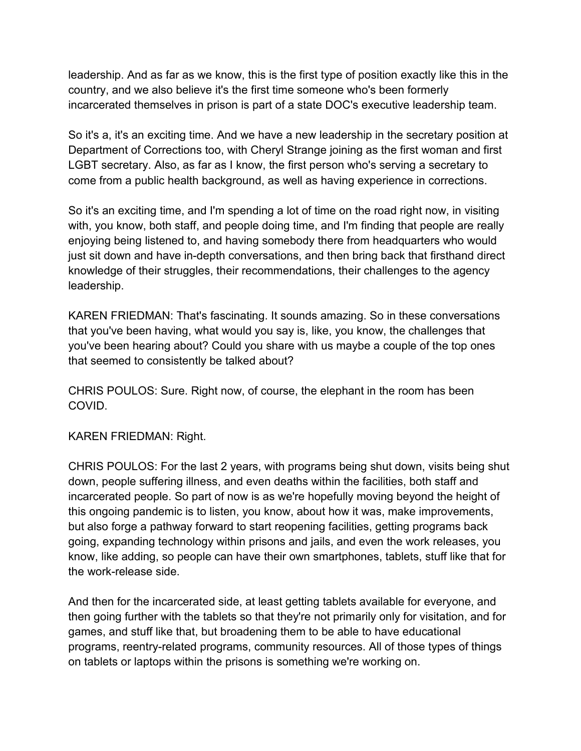leadership. And as far as we know, this is the first type of position exactly like this in the country, and we also believe it's the first time someone who's been formerly incarcerated themselves in prison is part of a state DOC's executive leadership team.

So it's a, it's an exciting time. And we have a new leadership in the secretary position at Department of Corrections too, with Cheryl Strange joining as the first woman and first LGBT secretary. Also, as far as I know, the first person who's serving a secretary to come from a public health background, as well as having experience in corrections.

So it's an exciting time, and I'm spending a lot of time on the road right now, in visiting with, you know, both staff, and people doing time, and I'm finding that people are really enjoying being listened to, and having somebody there from headquarters who would just sit down and have in-depth conversations, and then bring back that firsthand direct knowledge of their struggles, their recommendations, their challenges to the agency leadership.

KAREN FRIEDMAN: That's fascinating. It sounds amazing. So in these conversations that you've been having, what would you say is, like, you know, the challenges that you've been hearing about? Could you share with us maybe a couple of the top ones that seemed to consistently be talked about?

CHRIS POULOS: Sure. Right now, of course, the elephant in the room has been COVID.

KAREN FRIEDMAN: Right.

CHRIS POULOS: For the last 2 years, with programs being shut down, visits being shut down, people suffering illness, and even deaths within the facilities, both staff and incarcerated people. So part of now is as we're hopefully moving beyond the height of this ongoing pandemic is to listen, you know, about how it was, make improvements, but also forge a pathway forward to start reopening facilities, getting programs back going, expanding technology within prisons and jails, and even the work releases, you know, like adding, so people can have their own smartphones, tablets, stuff like that for the work-release side.

And then for the incarcerated side, at least getting tablets available for everyone, and then going further with the tablets so that they're not primarily only for visitation, and for games, and stuff like that, but broadening them to be able to have educational programs, reentry-related programs, community resources. All of those types of things on tablets or laptops within the prisons is something we're working on.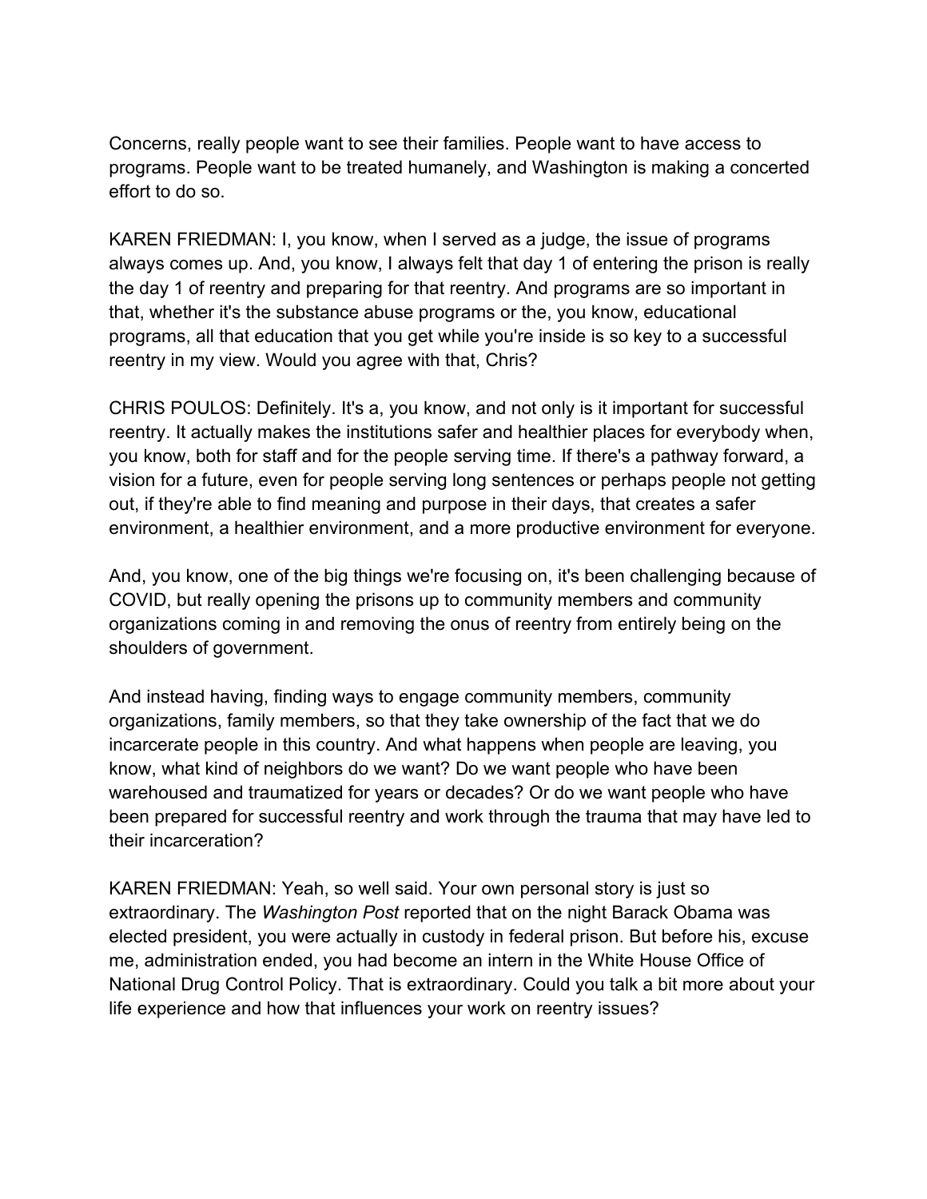Concerns, really people want to see their families. People want to have access to programs. People want to be treated humanely, and Washington is making a concerted effort to do so.

KAREN FRIEDMAN: I, you know, when I served as a judge, the issue of programs always comes up. And, you know, I always felt that day 1 of entering the prison is really the day 1 of reentry and preparing for that reentry. And programs are so important in that, whether it's the substance abuse programs or the, you know, educational programs, all that education that you get while you're inside is so key to a successful reentry in my view. Would you agree with that, Chris?

CHRIS POULOS: Definitely. It's a, you know, and not only is it important for successful reentry. It actually makes the institutions safer and healthier places for everybody when, you know, both for staff and for the people serving time. If there's a pathway forward, a vision for a future, even for people serving long sentences or perhaps people not getting out, if they're able to find meaning and purpose in their days, that creates a safer environment, a healthier environment, and a more productive environment for everyone.

And, you know, one of the big things we're focusing on, it's been challenging because of COVID, but really opening the prisons up to community members and community organizations coming in and removing the onus of reentry from entirely being on the shoulders of government.

And instead having, finding ways to engage community members, community organizations, family members, so that they take ownership of the fact that we do incarcerate people in this country. And what happens when people are leaving, you know, what kind of neighbors do we want? Do we want people who have been warehoused and traumatized for years or decades? Or do we want people who have been prepared for successful reentry and work through the trauma that may have led to their incarceration?

KAREN FRIEDMAN: Yeah, so well said. Your own personal story is just so extraordinary. The *Washington Post* reported that on the night Barack Obama was elected president, you were actually in custody in federal prison. But before his, excuse me, administration ended, you had become an intern in the White House Office of National Drug Control Policy. That is extraordinary. Could you talk a bit more about your life experience and how that influences your work on reentry issues?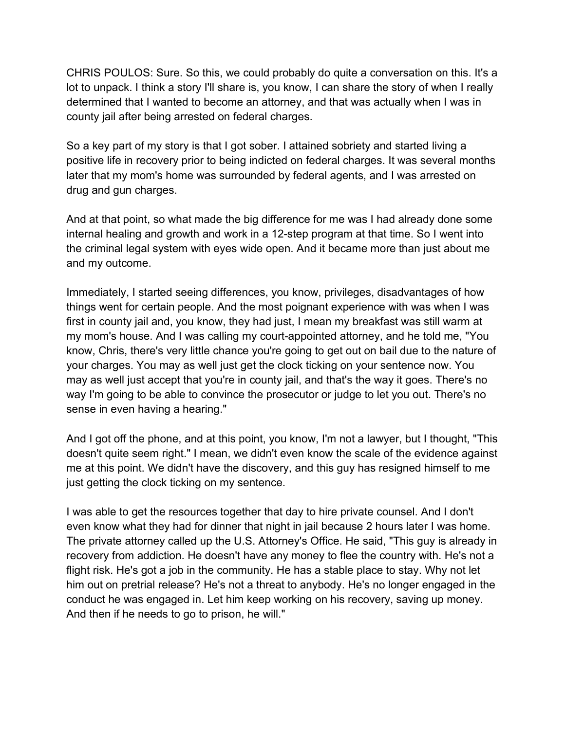CHRIS POULOS: Sure. So this, we could probably do quite a conversation on this. It's a lot to unpack. I think a story I'll share is, you know, I can share the story of when I really determined that I wanted to become an attorney, and that was actually when I was in county jail after being arrested on federal charges.

So a key part of my story is that I got sober. I attained sobriety and started living a positive life in recovery prior to being indicted on federal charges. It was several months later that my mom's home was surrounded by federal agents, and I was arrested on drug and gun charges.

And at that point, so what made the big difference for me was I had already done some internal healing and growth and work in a 12-step program at that time. So I went into the criminal legal system with eyes wide open. And it became more than just about me and my outcome.

Immediately, I started seeing differences, you know, privileges, disadvantages of how things went for certain people. And the most poignant experience with was when I was first in county jail and, you know, they had just, I mean my breakfast was still warm at my mom's house. And I was calling my court-appointed attorney, and he told me, "You know, Chris, there's very little chance you're going to get out on bail due to the nature of your charges. You may as well just get the clock ticking on your sentence now. You may as well just accept that you're in county jail, and that's the way it goes. There's no way I'm going to be able to convince the prosecutor or judge to let you out. There's no sense in even having a hearing."

And I got off the phone, and at this point, you know, I'm not a lawyer, but I thought, "This doesn't quite seem right." I mean, we didn't even know the scale of the evidence against me at this point. We didn't have the discovery, and this guy has resigned himself to me just getting the clock ticking on my sentence.

I was able to get the resources together that day to hire private counsel. And I don't even know what they had for dinner that night in jail because 2 hours later I was home. The private attorney called up the U.S. Attorney's Office. He said, "This guy is already in recovery from addiction. He doesn't have any money to flee the country with. He's not a flight risk. He's got a job in the community. He has a stable place to stay. Why not let him out on pretrial release? He's not a threat to anybody. He's no longer engaged in the conduct he was engaged in. Let him keep working on his recovery, saving up money. And then if he needs to go to prison, he will."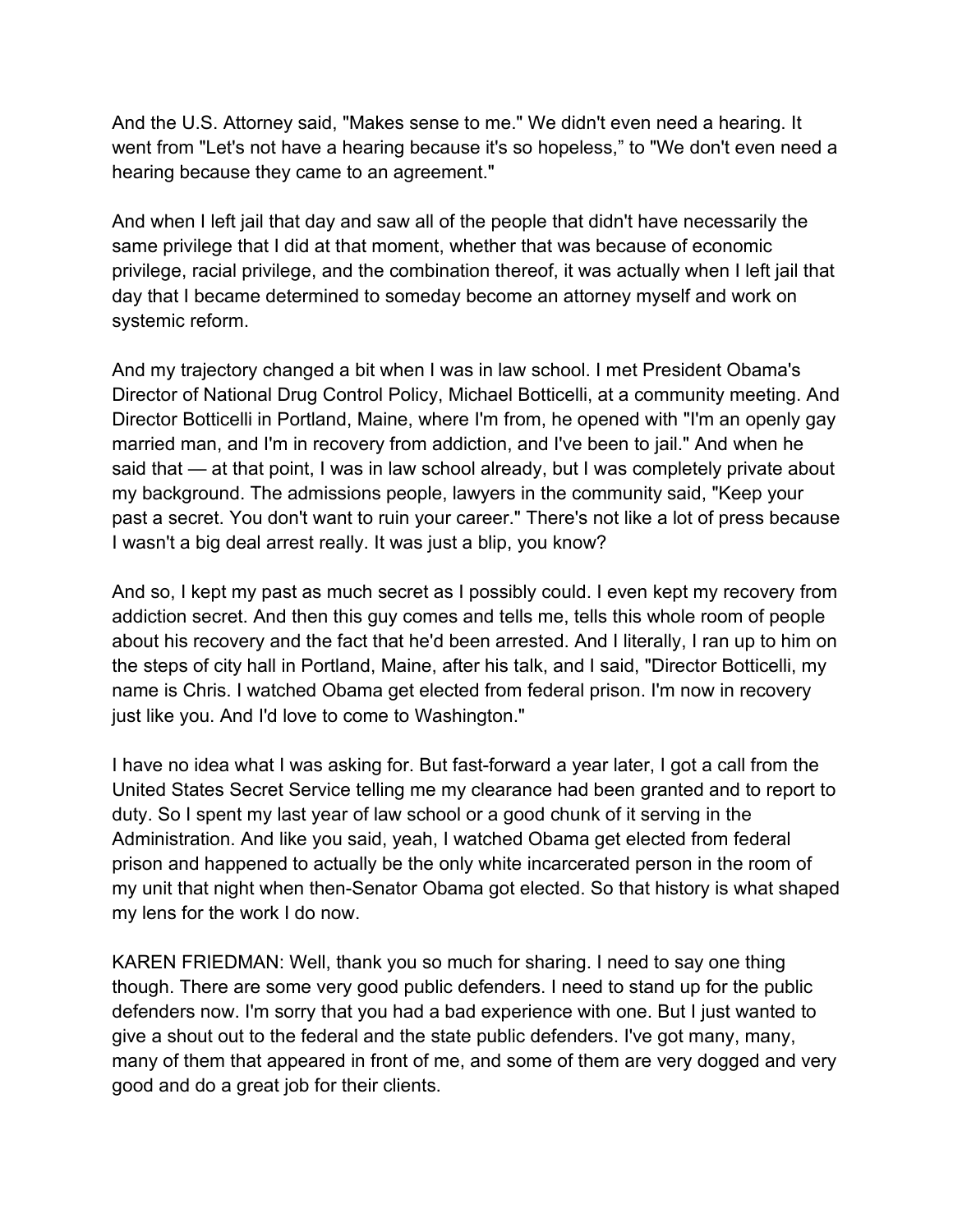And the U.S. Attorney said, "Makes sense to me." We didn't even need a hearing. It went from "Let's not have a hearing because it's so hopeless," to "We don't even need a hearing because they came to an agreement."

And when I left jail that day and saw all of the people that didn't have necessarily the same privilege that I did at that moment, whether that was because of economic privilege, racial privilege, and the combination thereof, it was actually when I left jail that day that I became determined to someday become an attorney myself and work on systemic reform.

And my trajectory changed a bit when I was in law school. I met President Obama's Director of National Drug Control Policy, Michael Botticelli, at a community meeting. And Director Botticelli in Portland, Maine, where I'm from, he opened with "I'm an openly gay married man, and I'm in recovery from addiction, and I've been to jail." And when he said that — at that point, I was in law school already, but I was completely private about my background. The admissions people, lawyers in the community said, "Keep your past a secret. You don't want to ruin your career." There's not like a lot of press because I wasn't a big deal arrest really. It was just a blip, you know?

And so, I kept my past as much secret as I possibly could. I even kept my recovery from addiction secret. And then this guy comes and tells me, tells this whole room of people about his recovery and the fact that he'd been arrested. And I literally, I ran up to him on the steps of city hall in Portland, Maine, after his talk, and I said, "Director Botticelli, my name is Chris. I watched Obama get elected from federal prison. I'm now in recovery just like you. And I'd love to come to Washington."

I have no idea what I was asking for. But fast-forward a year later, I got a call from the United States Secret Service telling me my clearance had been granted and to report to duty. So I spent my last year of law school or a good chunk of it serving in the Administration. And like you said, yeah, I watched Obama get elected from federal prison and happened to actually be the only white incarcerated person in the room of my unit that night when then-Senator Obama got elected. So that history is what shaped my lens for the work I do now.

KAREN FRIEDMAN: Well, thank you so much for sharing. I need to say one thing though. There are some very good public defenders. I need to stand up for the public defenders now. I'm sorry that you had a bad experience with one. But I just wanted to give a shout out to the federal and the state public defenders. I've got many, many, many of them that appeared in front of me, and some of them are very dogged and very good and do a great job for their clients.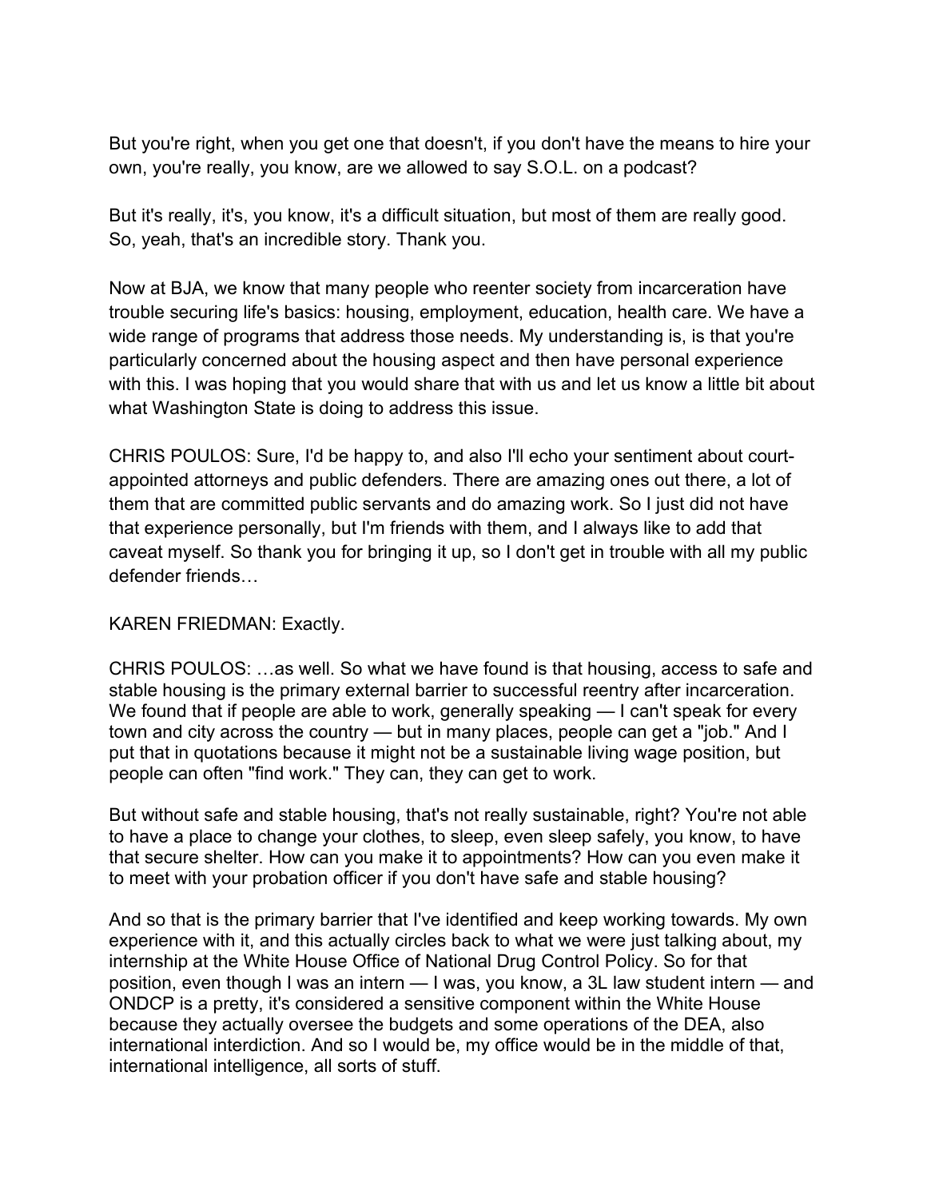But you're right, when you get one that doesn't, if you don't have the means to hire your own, you're really, you know, are we allowed to say S.O.L. on a podcast?

But it's really, it's, you know, it's a difficult situation, but most of them are really good. So, yeah, that's an incredible story. Thank you.

Now at BJA, we know that many people who reenter society from incarceration have trouble securing life's basics: housing, employment, education, health care. We have a wide range of programs that address those needs. My understanding is, is that you're particularly concerned about the housing aspect and then have personal experience with this. I was hoping that you would share that with us and let us know a little bit about what Washington State is doing to address this issue.

CHRIS POULOS: Sure, I'd be happy to, and also I'll echo your sentiment about court-appointed attorneys and public defenders. There are amazing ones out there, a lot of them that are committed public servants and do amazing work. So I just did not have that experience personally, but I'm friends with them, and I always like to add that caveat myself. So thank you for bringing it up, so I don't get in trouble with all my public defender friends…

KAREN FRIEDMAN: Exactly.

CHRIS POULOS: …as well. So what we have found is that housing, access to safe and stable housing is the primary external barrier to successful reentry after incarceration. We found that if people are able to work, generally speaking — I can't speak for every town and city across the country — but in many places, people can get a "job." And I put that in quotations because it might not be a sustainable living wage position, but people can often "find work." They can, they can get to work.

But without safe and stable housing, that's not really sustainable, right? You're not able to have a place to change your clothes, to sleep, even sleep safely, you know, to have that secure shelter. How can you make it to appointments? How can you even make it to meet with your probation officer if you don't have safe and stable housing?

And so that is the primary barrier that I've identified and keep working towards. My own experience with it, and this actually circles back to what we were just talking about, my internship at the White House Office of National Drug Control Policy. So for that position, even though I was an intern — I was, you know, a 3L law student intern — and ONDCP is a pretty, it's considered a sensitive component within the White House because they actually oversee the budgets and some operations of the DEA, also international interdiction. And so I would be, my office would be in the middle of that, international intelligence, all sorts of stuff.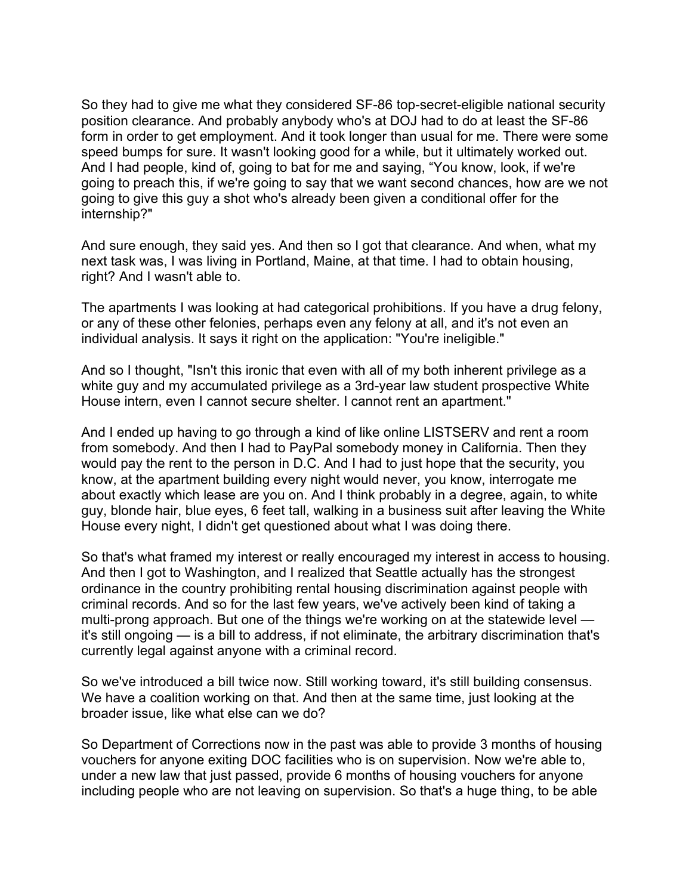So they had to give me what they considered SF-86 top-secret-eligible national security position clearance. And probably anybody who's at DOJ had to do at least the SF-86 form in order to get employment. And it took longer than usual for me. There were some speed bumps for sure. It wasn't looking good for a while, but it ultimately worked out. And I had people, kind of, going to bat for me and saying, "You know, look, if we're going to preach this, if we're going to say that we want second chances, how are we not going to give this guy a shot who's already been given a conditional offer for the internship?"

And sure enough, they said yes. And then so I got that clearance. And when, what my next task was, I was living in Portland, Maine, at that time. I had to obtain housing, right? And I wasn't able to.

The apartments I was looking at had categorical prohibitions. If you have a drug felony, or any of these other felonies, perhaps even any felony at all, and it's not even an individual analysis. It says it right on the application: "You're ineligible."

And so I thought, "Isn't this ironic that even with all of my both inherent privilege as a white guy and my accumulated privilege as a 3rd-year law student prospective White House intern, even I cannot secure shelter. I cannot rent an apartment."

And I ended up having to go through a kind of like online LISTSERV and rent a room from somebody. And then I had to PayPal somebody money in California. Then they would pay the rent to the person in D.C. And I had to just hope that the security, you know, at the apartment building every night would never, you know, interrogate me about exactly which lease are you on. And I think probably in a degree, again, to white guy, blonde hair, blue eyes, 6 feet tall, walking in a business suit after leaving the White House every night, I didn't get questioned about what I was doing there.

So that's what framed my interest or really encouraged my interest in access to housing. And then I got to Washington, and I realized that Seattle actually has the strongest ordinance in the country prohibiting rental housing discrimination against people with criminal records. And so for the last few years, we've actively been kind of taking a multi-prong approach. But one of the things we're working on at the statewide level — it's still ongoing — is a bill to address, if not eliminate, the arbitrary discrimination that's currently legal against anyone with a criminal record.

So we've introduced a bill twice now. Still working toward, it's still building consensus. We have a coalition working on that. And then at the same time, just looking at the broader issue, like what else can we do?

So Department of Corrections now in the past was able to provide 3 months of housing vouchers for anyone exiting DOC facilities who is on supervision. Now we're able to, under a new law that just passed, provide 6 months of housing vouchers for anyone including people who are not leaving on supervision. So that's a huge thing, to be able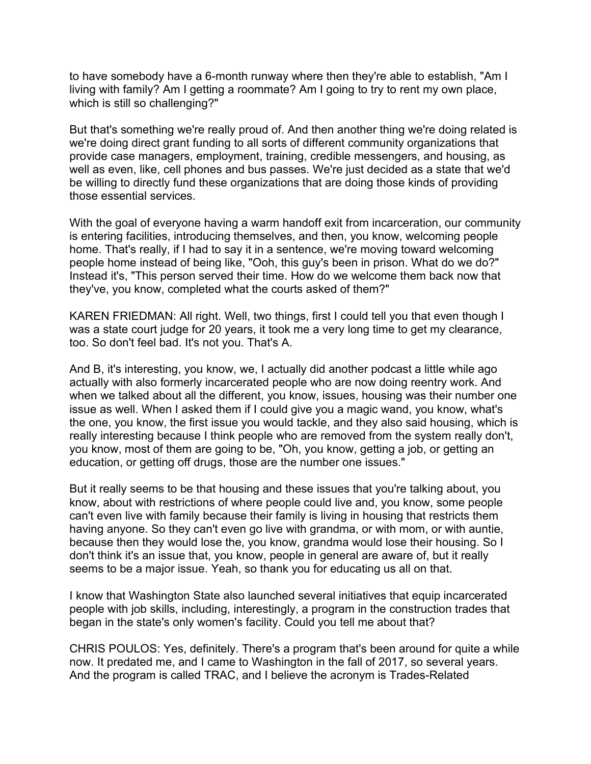to have somebody have a 6-month runway where then they're able to establish, "Am I living with family? Am I getting a roommate? Am I going to try to rent my own place, which is still so challenging?"

But that's something we're really proud of. And then another thing we're doing related is we're doing direct grant funding to all sorts of different community organizations that provide case managers, employment, training, credible messengers, and housing, as well as even, like, cell phones and bus passes. We're just decided as a state that we'd be willing to directly fund these organizations that are doing those kinds of providing those essential services.

With the goal of everyone having a warm handoff exit from incarceration, our community is entering facilities, introducing themselves, and then, you know, welcoming people home. That's really, if I had to say it in a sentence, we're moving toward welcoming people home instead of being like, "Ooh, this guy's been in prison. What do we do?" Instead it's, "This person served their time. How do we welcome them back now that they've, you know, completed what the courts asked of them?"

KAREN FRIEDMAN: All right. Well, two things, first I could tell you that even though I was a state court judge for 20 years, it took me a very long time to get my clearance, too. So don't feel bad. It's not you. That's A.

And B, it's interesting, you know, we, I actually did another podcast a little while ago actually with also formerly incarcerated people who are now doing reentry work. And when we talked about all the different, you know, issues, housing was their number one issue as well. When I asked them if I could give you a magic wand, you know, what's the one, you know, the first issue you would tackle, and they also said housing, which is really interesting because I think people who are removed from the system really don't, you know, most of them are going to be, "Oh, you know, getting a job, or getting an education, or getting off drugs, those are the number one issues."

But it really seems to be that housing and these issues that you're talking about, you know, about with restrictions of where people could live and, you know, some people can't even live with family because their family is living in housing that restricts them having anyone. So they can't even go live with grandma, or with mom, or with auntie, because then they would lose the, you know, grandma would lose their housing. So I don't think it's an issue that, you know, people in general are aware of, but it really seems to be a major issue. Yeah, so thank you for educating us all on that.

I know that Washington State also launched several initiatives that equip incarcerated people with job skills, including, interestingly, a program in the construction trades that began in the state's only women's facility. Could you tell me about that?

CHRIS POULOS: Yes, definitely. There's a program that's been around for quite a while now. It predated me, and I came to Washington in the fall of 2017, so several years. And the program is called TRAC, and I believe the acronym is Trades-Related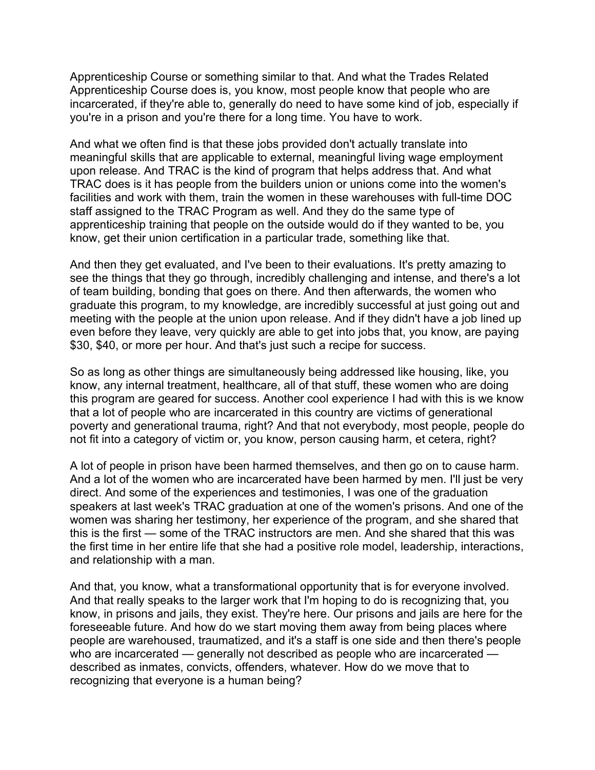Apprenticeship Course or something similar to that. And what the Trades Related Apprenticeship Course does is, you know, most people know that people who are incarcerated, if they're able to, generally do need to have some kind of job, especially if you're in a prison and you're there for a long time. You have to work.

And what we often find is that these jobs provided don't actually translate into meaningful skills that are applicable to external, meaningful living wage employment upon release. And TRAC is the kind of program that helps address that. And what TRAC does is it has people from the builders union or unions come into the women's facilities and work with them, train the women in these warehouses with full-time DOC staff assigned to the TRAC Program as well. And they do the same type of apprenticeship training that people on the outside would do if they wanted to be, you know, get their union certification in a particular trade, something like that.

And then they get evaluated, and I've been to their evaluations. It's pretty amazing to see the things that they go through, incredibly challenging and intense, and there's a lot of team building, bonding that goes on there. And then afterwards, the women who graduate this program, to my knowledge, are incredibly successful at just going out and meeting with the people at the union upon release. And if they didn't have a job lined up even before they leave, very quickly are able to get into jobs that, you know, are paying $30, $40, or more per hour. And that's just such a recipe for success.

So as long as other things are simultaneously being addressed like housing, like, you know, any internal treatment, healthcare, all of that stuff, these women who are doing this program are geared for success. Another cool experience I had with this is we know that a lot of people who are incarcerated in this country are victims of generational poverty and generational trauma, right? And that not everybody, most people, people do not fit into a category of victim or, you know, person causing harm, et cetera, right?

A lot of people in prison have been harmed themselves, and then go on to cause harm. And a lot of the women who are incarcerated have been harmed by men. I'll just be very direct. And some of the experiences and testimonies, I was one of the graduation speakers at last week's TRAC graduation at one of the women's prisons. And one of the women was sharing her testimony, her experience of the program, and she shared that this is the first — some of the TRAC instructors are men. And she shared that this was the first time in her entire life that she had a positive role model, leadership, interactions, and relationship with a man.

And that, you know, what a transformational opportunity that is for everyone involved. And that really speaks to the larger work that I'm hoping to do is recognizing that, you know, in prisons and jails, they exist. They're here. Our prisons and jails are here for the foreseeable future. And how do we start moving them away from being places where people are warehoused, traumatized, and it's a staff is one side and then there's people who are incarcerated — generally not described as people who are incarcerated — described as inmates, convicts, offenders, whatever. How do we move that to recognizing that everyone is a human being?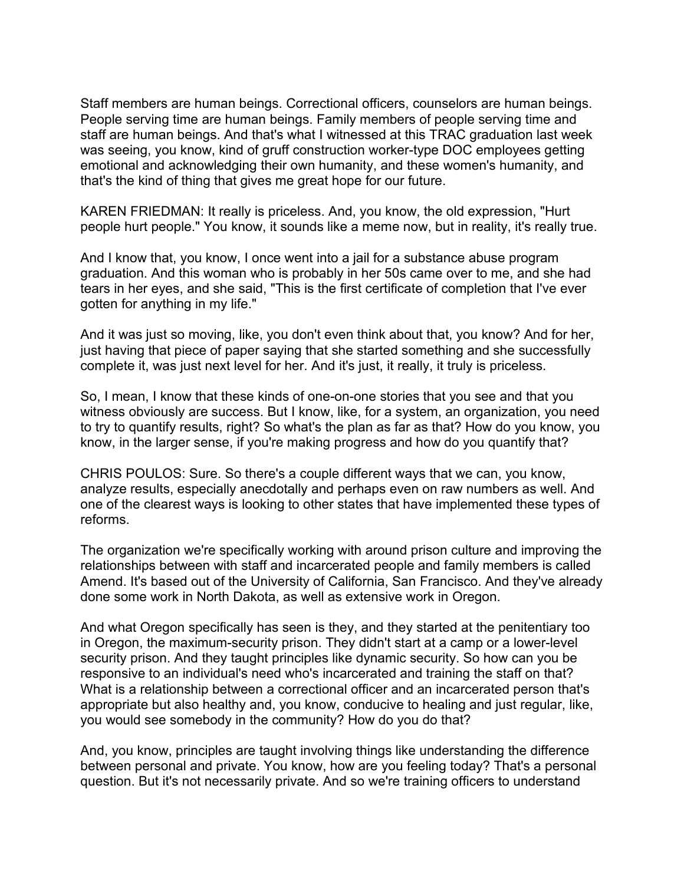Staff members are human beings. Correctional officers, counselors are human beings. People serving time are human beings. Family members of people serving time and staff are human beings. And that's what I witnessed at this TRAC graduation last week was seeing, you know, kind of gruff construction worker-type DOC employees getting emotional and acknowledging their own humanity, and these women's humanity, and that's the kind of thing that gives me great hope for our future.

KAREN FRIEDMAN: It really is priceless. And, you know, the old expression, "Hurt people hurt people." You know, it sounds like a meme now, but in reality, it's really true.

And I know that, you know, I once went into a jail for a substance abuse program graduation. And this woman who is probably in her 50s came over to me, and she had tears in her eyes, and she said, "This is the first certificate of completion that I've ever gotten for anything in my life."

And it was just so moving, like, you don't even think about that, you know? And for her, just having that piece of paper saying that she started something and she successfully complete it, was just next level for her. And it's just, it really, it truly is priceless.

So, I mean, I know that these kinds of one-on-one stories that you see and that you witness obviously are success. But I know, like, for a system, an organization, you need to try to quantify results, right? So what's the plan as far as that? How do you know, you know, in the larger sense, if you're making progress and how do you quantify that?

CHRIS POULOS: Sure. So there's a couple different ways that we can, you know, analyze results, especially anecdotally and perhaps even on raw numbers as well. And one of the clearest ways is looking to other states that have implemented these types of reforms.

The organization we're specifically working with around prison culture and improving the relationships between with staff and incarcerated people and family members is called Amend. It's based out of the University of California, San Francisco. And they've already done some work in North Dakota, as well as extensive work in Oregon.

And what Oregon specifically has seen is they, and they started at the penitentiary too in Oregon, the maximum-security prison. They didn't start at a camp or a lower-level security prison. And they taught principles like dynamic security. So how can you be responsive to an individual's need who's incarcerated and training the staff on that? What is a relationship between a correctional officer and an incarcerated person that's appropriate but also healthy and, you know, conducive to healing and just regular, like, you would see somebody in the community? How do you do that?

And, you know, principles are taught involving things like understanding the difference between personal and private. You know, how are you feeling today? That's a personal question. But it's not necessarily private. And so we're training officers to understand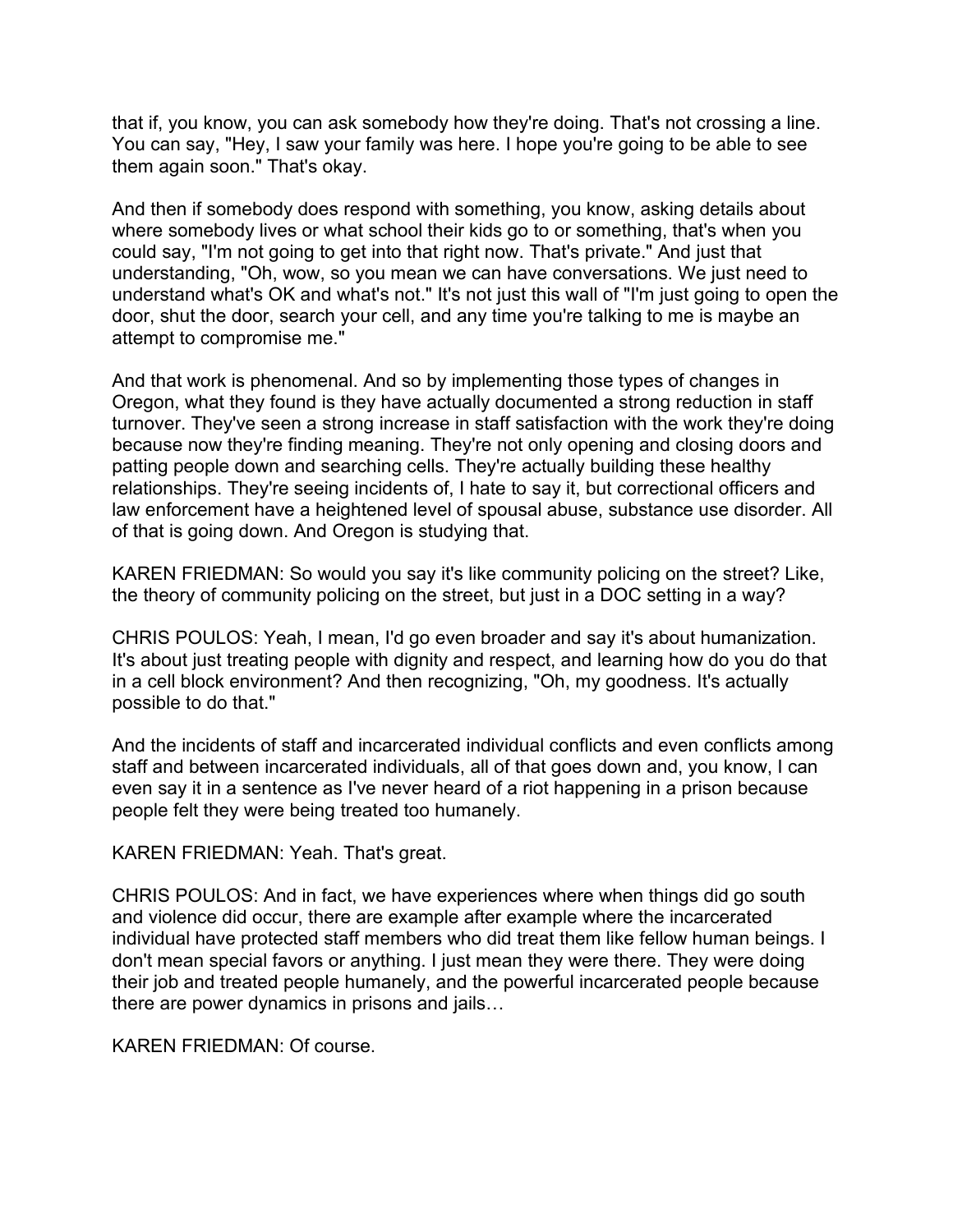that if, you know, you can ask somebody how they're doing. That's not crossing a line. You can say, "Hey, I saw your family was here. I hope you're going to be able to see them again soon." That's okay.

And then if somebody does respond with something, you know, asking details about where somebody lives or what school their kids go to or something, that's when you could say, "I'm not going to get into that right now. That's private." And just that understanding, "Oh, wow, so you mean we can have conversations. We just need to understand what's OK and what's not." It's not just this wall of "I'm just going to open the door, shut the door, search your cell, and any time you're talking to me is maybe an attempt to compromise me."

And that work is phenomenal. And so by implementing those types of changes in Oregon, what they found is they have actually documented a strong reduction in staff turnover. They've seen a strong increase in staff satisfaction with the work they're doing because now they're finding meaning. They're not only opening and closing doors and patting people down and searching cells. They're actually building these healthy relationships. They're seeing incidents of, I hate to say it, but correctional officers and law enforcement have a heightened level of spousal abuse, substance use disorder. All of that is going down. And Oregon is studying that.

KAREN FRIEDMAN: So would you say it's like community policing on the street? Like, the theory of community policing on the street, but just in a DOC setting in a way?

CHRIS POULOS: Yeah, I mean, I'd go even broader and say it's about humanization. It's about just treating people with dignity and respect, and learning how do you do that in a cell block environment? And then recognizing, "Oh, my goodness. It's actually possible to do that."

And the incidents of staff and incarcerated individual conflicts and even conflicts among staff and between incarcerated individuals, all of that goes down and, you know, I can even say it in a sentence as I've never heard of a riot happening in a prison because people felt they were being treated too humanely.

KAREN FRIEDMAN: Yeah. That's great.

CHRIS POULOS: And in fact, we have experiences where when things did go south and violence did occur, there are example after example where the incarcerated individual have protected staff members who did treat them like fellow human beings. I don't mean special favors or anything. I just mean they were there. They were doing their job and treated people humanely, and the powerful incarcerated people because there are power dynamics in prisons and jails…

KAREN FRIEDMAN: Of course.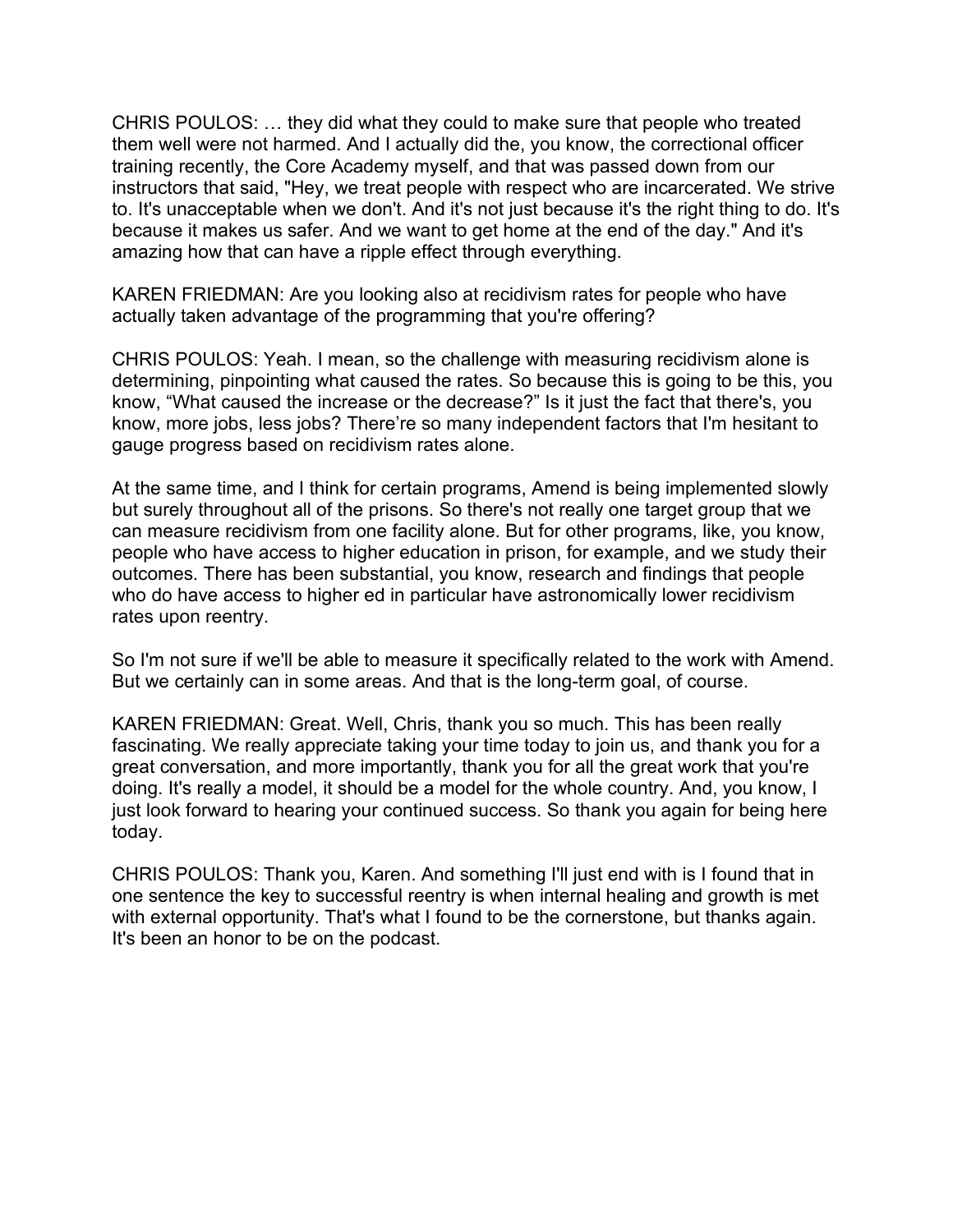CHRIS POULOS: … they did what they could to make sure that people who treated them well were not harmed. And I actually did the, you know, the correctional officer training recently, the Core Academy myself, and that was passed down from our instructors that said, "Hey, we treat people with respect who are incarcerated. We strive to. It's unacceptable when we don't. And it's not just because it's the right thing to do. It's because it makes us safer. And we want to get home at the end of the day." And it's amazing how that can have a ripple effect through everything.

KAREN FRIEDMAN: Are you looking also at recidivism rates for people who have actually taken advantage of the programming that you're offering?

CHRIS POULOS: Yeah. I mean, so the challenge with measuring recidivism alone is determining, pinpointing what caused the rates. So because this is going to be this, you know, "What caused the increase or the decrease?" Is it just the fact that there's, you know, more jobs, less jobs? There're so many independent factors that I'm hesitant to gauge progress based on recidivism rates alone.

At the same time, and I think for certain programs, Amend is being implemented slowly but surely throughout all of the prisons. So there's not really one target group that we can measure recidivism from one facility alone. But for other programs, like, you know, people who have access to higher education in prison, for example, and we study their outcomes. There has been substantial, you know, research and findings that people who do have access to higher ed in particular have astronomically lower recidivism rates upon reentry.

So I'm not sure if we'll be able to measure it specifically related to the work with Amend. But we certainly can in some areas. And that is the long-term goal, of course.

KAREN FRIEDMAN: Great. Well, Chris, thank you so much. This has been really fascinating. We really appreciate taking your time today to join us, and thank you for a great conversation, and more importantly, thank you for all the great work that you're doing. It's really a model, it should be a model for the whole country. And, you know, I just look forward to hearing your continued success. So thank you again for being here today.

CHRIS POULOS: Thank you, Karen. And something I'll just end with is I found that in one sentence the key to successful reentry is when internal healing and growth is met with external opportunity. That's what I found to be the cornerstone, but thanks again. It's been an honor to be on the podcast.